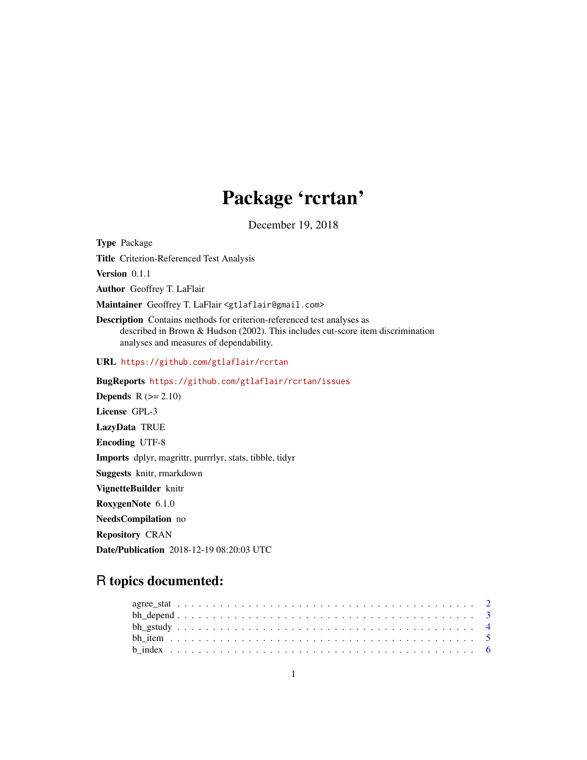# Package 'rcrtan'

December 19, 2018

**Type** Package

**Title** Criterion-Referenced Test Analysis

**Version** 0.1.1

**Author** Geoffrey T. LaFlair

**Maintainer** Geoffrey T. LaFlair <gtlaflair@gmail.com>

**Description** Contains methods for criterion-referenced test analyses as described in Brown & Hudson (2002). This includes cut-score item discrimination analyses and measures of dependability.

**URL** https://github.com/gtlaflair/rcrtan

**BugReports** https://github.com/gtlaflair/rcrtan/issues

**Depends** R (>= 2.10)

**License** GPL-3

**LazyData** TRUE

**Encoding** UTF-8

**Imports** dplyr, magrittr, purrrlyr, stats, tibble, tidyr

**Suggests** knitr, rmarkdown

**VignetteBuilder** knitr

**RoxygenNote** 6.1.0

**NeedsCompilation** no

**Repository** CRAN

**Date/Publication** 2018-12-19 08:20:03 UTC

## R topics documented:

- agree_stat . . . . . . . . . . . . . . . . . . . . . . . . . . . . . . . . . . . . . . . . 2
- bh_depend . . . . . . . . . . . . . . . . . . . . . . . . . . . . . . . . . . . . . . . . 3
- bh_gstudy . . . . . . . . . . . . . . . . . . . . . . . . . . . . . . . . . . . . . . . . 4
- bh_item . . . . . . . . . . . . . . . . . . . . . . . . . . . . . . . . . . . . . . . . . 5
- b_index . . . . . . . . . . . . . . . . . . . . . . . . . . . . . . . . . . . . . . . . . 6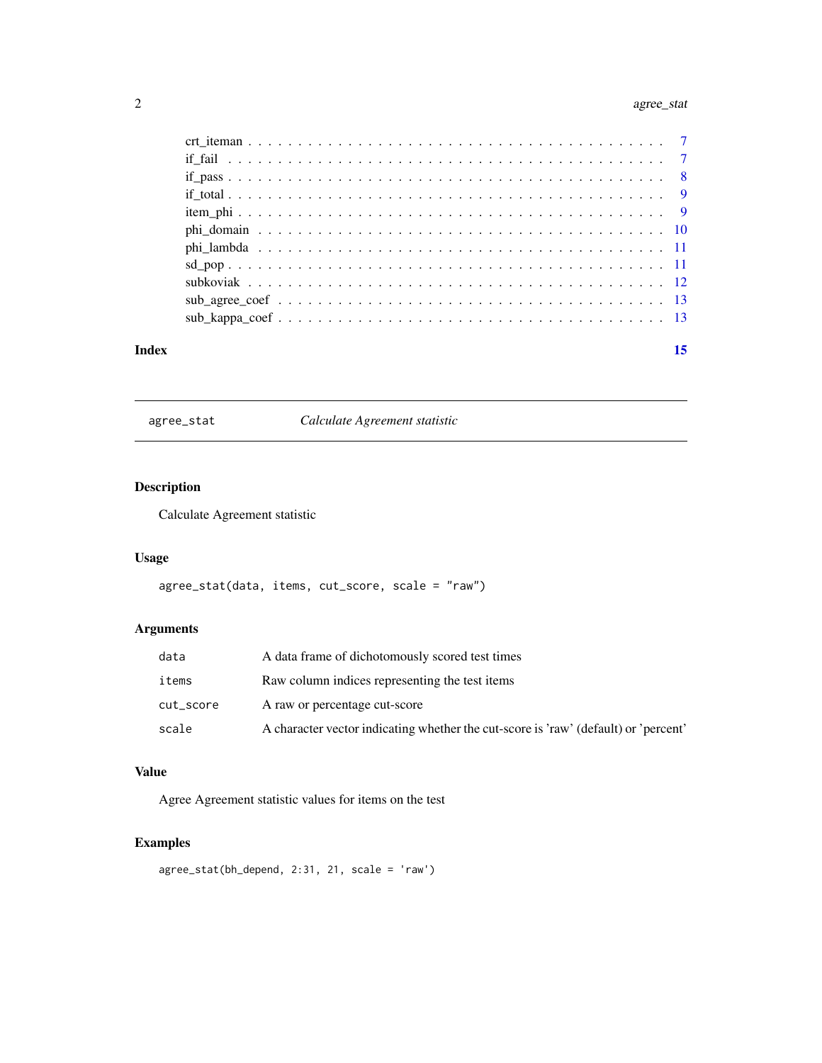crt_iteman . . . . . . . . . . . . . . . . . . . . . . . . . . . . . . . . . . . . . . . 7
if_fail . . . . . . . . . . . . . . . . . . . . . . . . . . . . . . . . . . . . . . . . . 7
if_pass . . . . . . . . . . . . . . . . . . . . . . . . . . . . . . . . . . . . . . . . . 8
if_total . . . . . . . . . . . . . . . . . . . . . . . . . . . . . . . . . . . . . . . . . 9
item_phi . . . . . . . . . . . . . . . . . . . . . . . . . . . . . . . . . . . . . . . . 9
phi_domain . . . . . . . . . . . . . . . . . . . . . . . . . . . . . . . . . . . . . . . 10
phi_lambda . . . . . . . . . . . . . . . . . . . . . . . . . . . . . . . . . . . . . . . 11
sd_pop . . . . . . . . . . . . . . . . . . . . . . . . . . . . . . . . . . . . . . . . . 11
subkoviak . . . . . . . . . . . . . . . . . . . . . . . . . . . . . . . . . . . . . . . . 12
sub_agree_coef . . . . . . . . . . . . . . . . . . . . . . . . . . . . . . . . . . . . . 13
sub_kappa_coef . . . . . . . . . . . . . . . . . . . . . . . . . . . . . . . . . . . . . 13

**Index** **15**

---

## `agree_stat` — *Calculate Agreement statistic*

### Description

Calculate Agreement statistic

### Usage

```
agree_stat(data, items, cut_score, scale = "raw")
```

### Arguments

| | |
|---|---|
| `data` | A data frame of dichotomously scored test times |
| `items` | Raw column indices representing the test items |
| `cut_score` | A raw or percentage cut-score |
| `scale` | A character vector indicating whether the cut-score is 'raw' (default) or 'percent' |

### Value

Agree Agreement statistic values for items on the test

### Examples

```
agree_stat(bh_depend, 2:31, 21, scale = 'raw')
```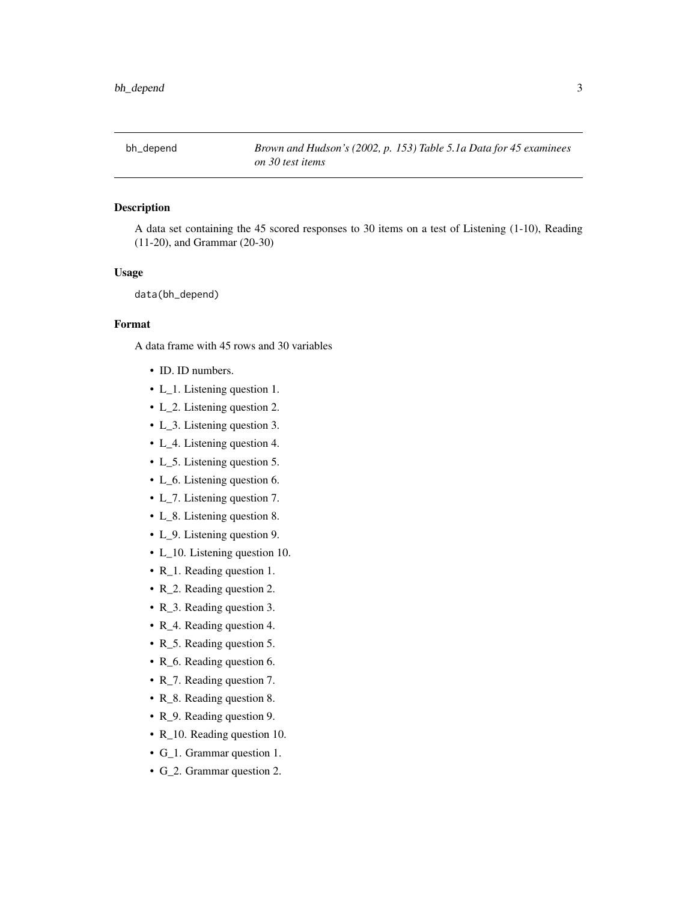`bh_depend` *Brown and Hudson's (2002, p. 153) Table 5.1a Data for 45 examinees on 30 test items*

## Description

A data set containing the 45 scored responses to 30 items on a test of Listening (1-10), Reading (11-20), and Grammar (20-30)

## Usage

```
data(bh_depend)
```

## Format

A data frame with 45 rows and 30 variables

- ID. ID numbers.
- L_1. Listening question 1.
- L_2. Listening question 2.
- L_3. Listening question 3.
- L_4. Listening question 4.
- L_5. Listening question 5.
- L_6. Listening question 6.
- L_7. Listening question 7.
- L_8. Listening question 8.
- L_9. Listening question 9.
- L_10. Listening question 10.
- R_1. Reading question 1.
- R_2. Reading question 2.
- R_3. Reading question 3.
- R_4. Reading question 4.
- R_5. Reading question 5.
- R_6. Reading question 6.
- R_7. Reading question 7.
- R_8. Reading question 8.
- R_9. Reading question 9.
- R_10. Reading question 10.
- G_1. Grammar question 1.
- G_2. Grammar question 2.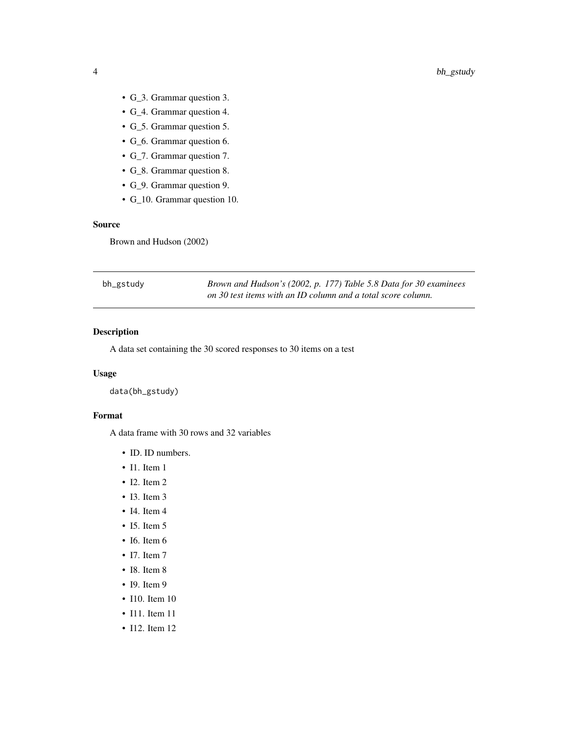- G_3. Grammar question 3.
- G_4. Grammar question 4.
- G_5. Grammar question 5.
- G_6. Grammar question 6.
- G_7. Grammar question 7.
- G_8. Grammar question 8.
- G_9. Grammar question 9.
- G_10. Grammar question 10.

### Source

Brown and Hudson (2002)

## bh_gstudy

*Brown and Hudson's (2002, p. 177) Table 5.8 Data for 30 examinees on 30 test items with an ID column and a total score column.*

### Description

A data set containing the 30 scored responses to 30 items on a test

### Usage

```
data(bh_gstudy)
```

### Format

A data frame with 30 rows and 32 variables

- ID. ID numbers.
- I1. Item 1
- I2. Item 2
- I3. Item 3
- I4. Item 4
- I5. Item 5
- I6. Item 6
- I7. Item 7
- I8. Item 8
- I9. Item 9
- I10. Item 10
- I11. Item 11
- I12. Item 12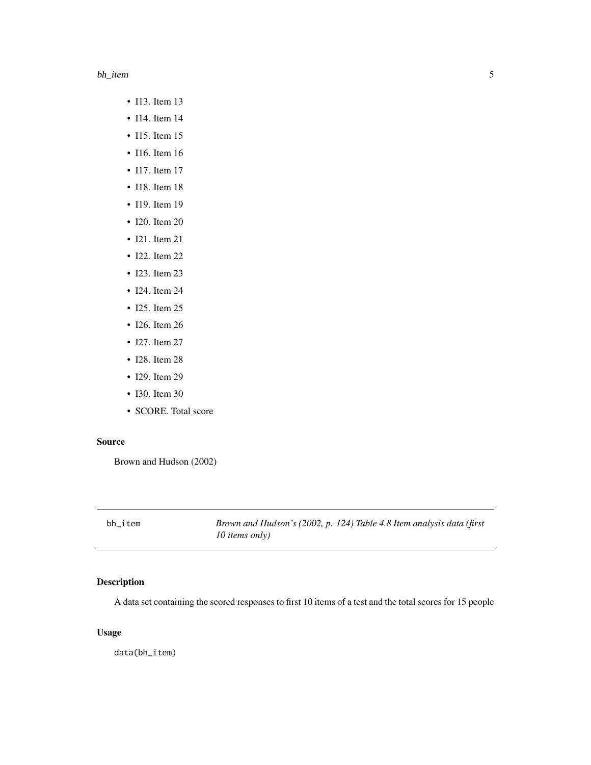- I13. Item 13
- I14. Item 14
- I15. Item 15
- I16. Item 16
- I17. Item 17
- I18. Item 18
- I19. Item 19
- I20. Item 20
- I21. Item 21
- I22. Item 22
- I23. Item 23
- I24. Item 24
- I25. Item 25
- I26. Item 26
- I27. Item 27
- I28. Item 28
- I29. Item 29
- I30. Item 30
- SCORE. Total score

### Source

Brown and Hudson (2002)

---

## bh_item — *Brown and Hudson's (2002, p. 124) Table 4.8 Item analysis data (first 10 items only)*

### Description

A data set containing the scored responses to first 10 items of a test and the total scores for 15 people

### Usage

```
data(bh_item)
```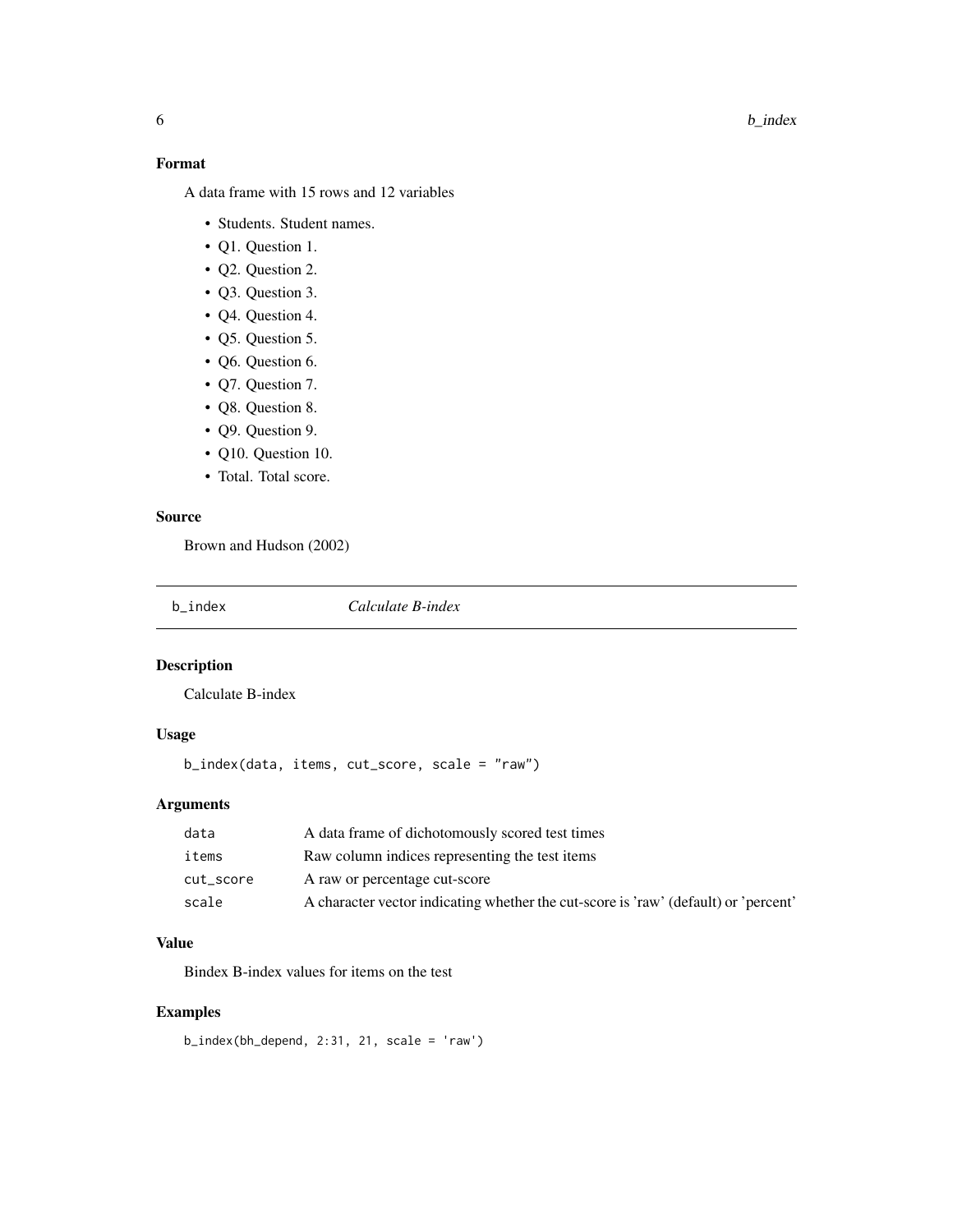## Format

A data frame with 15 rows and 12 variables

- Students. Student names.
- Q1. Question 1.
- Q2. Question 2.
- Q3. Question 3.
- Q4. Question 4.
- Q5. Question 5.
- Q6. Question 6.
- Q7. Question 7.
- Q8. Question 8.
- Q9. Question 9.
- Q10. Question 10.
- Total. Total score.

## Source

Brown and Hudson (2002)

---

# b_index — *Calculate B-index*

---

## Description

Calculate B-index

## Usage

```
b_index(data, items, cut_score, scale = "raw")
```

## Arguments

| | |
|---|---|
| data | A data frame of dichotomously scored test times |
| items | Raw column indices representing the test items |
| cut_score | A raw or percentage cut-score |
| scale | A character vector indicating whether the cut-score is 'raw' (default) or 'percent' |

## Value

Bindex B-index values for items on the test

## Examples

```
b_index(bh_depend, 2:31, 21, scale = 'raw')
```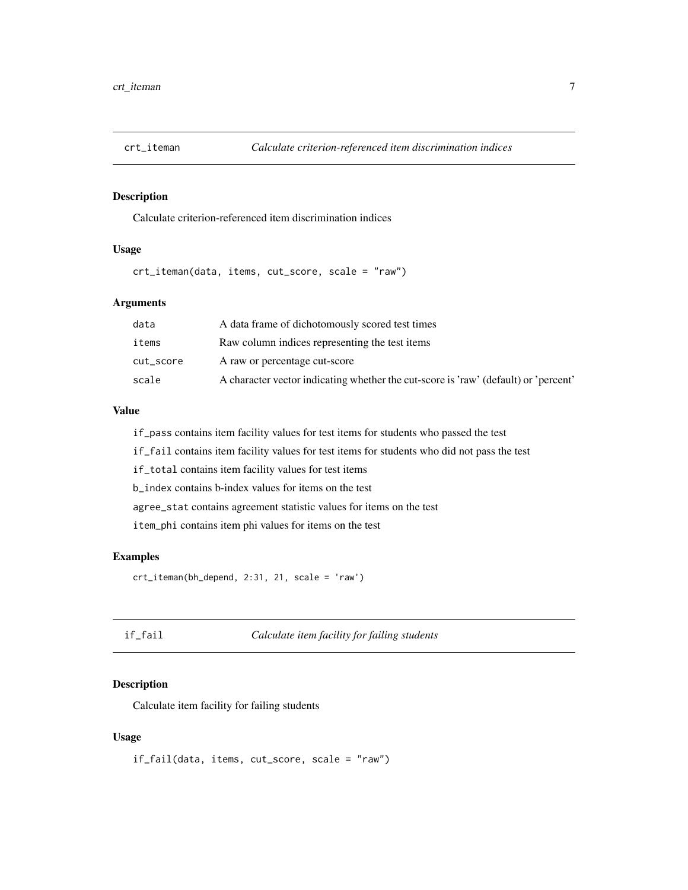## crt_iteman — *Calculate criterion-referenced item discrimination indices*

### Description

Calculate criterion-referenced item discrimination indices

### Usage

```
crt_iteman(data, items, cut_score, scale = "raw")
```

### Arguments

| | |
|---|---|
| data | A data frame of dichotomously scored test times |
| items | Raw column indices representing the test items |
| cut_score | A raw or percentage cut-score |
| scale | A character vector indicating whether the cut-score is 'raw' (default) or 'percent' |

### Value

`if_pass` contains item facility values for test items for students who passed the test

`if_fail` contains item facility values for test items for students who did not pass the test

`if_total` contains item facility values for test items

`b_index` contains b-index values for items on the test

`agree_stat` contains agreement statistic values for items on the test

`item_phi` contains item phi values for items on the test

### Examples

```
crt_iteman(bh_depend, 2:31, 21, scale = 'raw')
```

## if_fail — *Calculate item facility for failing students*

### Description

Calculate item facility for failing students

### Usage

```
if_fail(data, items, cut_score, scale = "raw")
```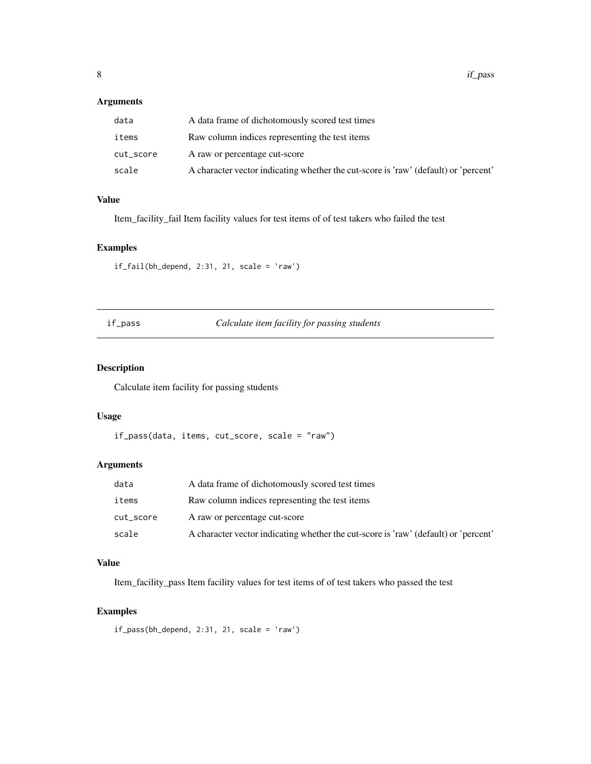### Arguments

| | |
|---|---|
| data | A data frame of dichotomously scored test times |
| items | Raw column indices representing the test items |
| cut_score | A raw or percentage cut-score |
| scale | A character vector indicating whether the cut-score is 'raw' (default) or 'percent' |

### Value

Item_facility_fail Item facility values for test items of of test takers who failed the test

### Examples

```
if_fail(bh_depend, 2:31, 21, scale = 'raw')
```

---

## if_pass — *Calculate item facility for passing students*

### Description

Calculate item facility for passing students

### Usage

```
if_pass(data, items, cut_score, scale = "raw")
```

### Arguments

| | |
|---|---|
| data | A data frame of dichotomously scored test times |
| items | Raw column indices representing the test items |
| cut_score | A raw or percentage cut-score |
| scale | A character vector indicating whether the cut-score is 'raw' (default) or 'percent' |

### Value

Item_facility_pass Item facility values for test items of of test takers who passed the test

### Examples

```
if_pass(bh_depend, 2:31, 21, scale = 'raw')
```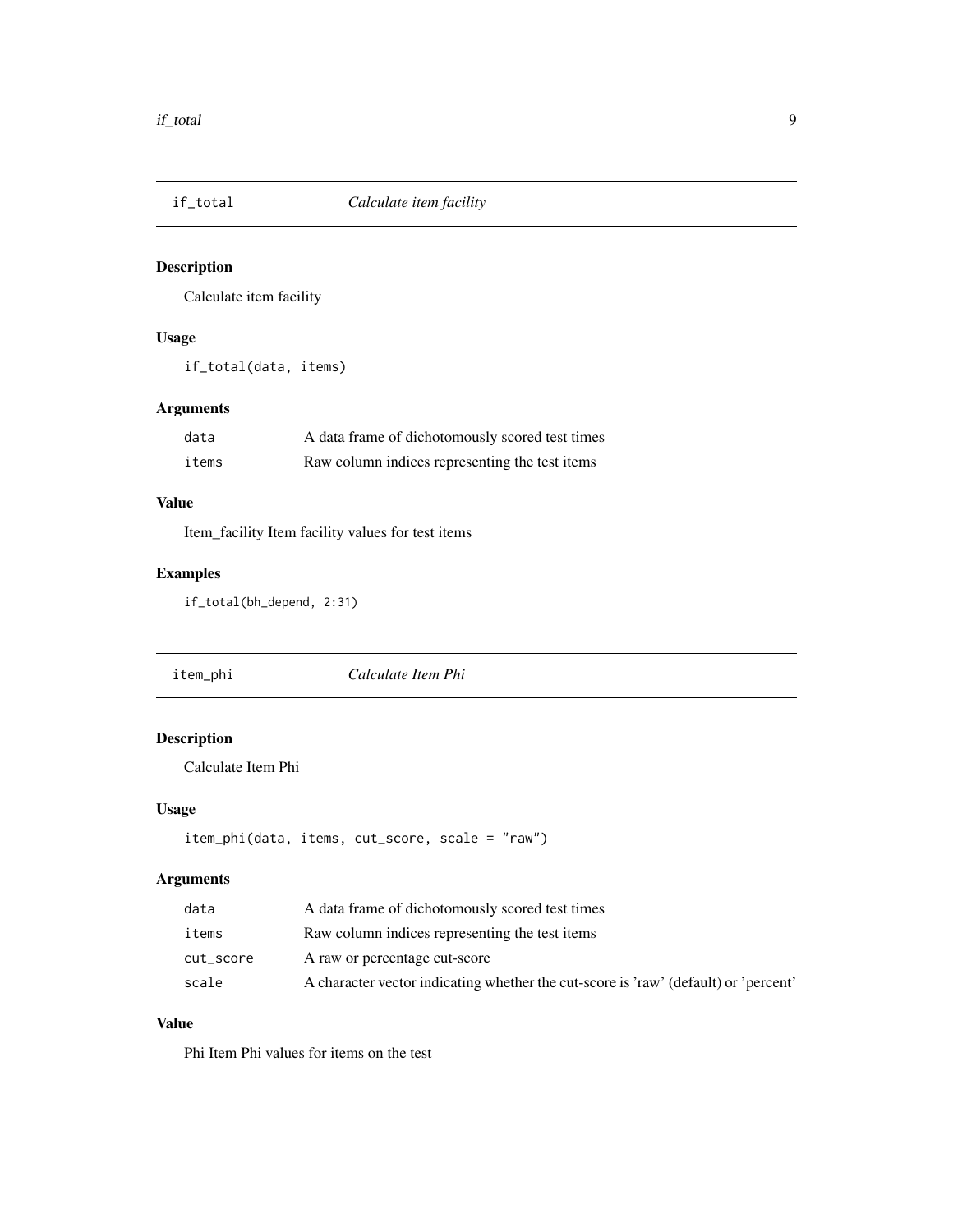## `if_total` *Calculate item facility*

### Description

Calculate item facility

### Usage

```
if_total(data, items)
```

### Arguments

| | |
|---|---|
| `data` | A data frame of dichotomously scored test times |
| `items` | Raw column indices representing the test items |

### Value

Item_facility Item facility values for test items

### Examples

```
if_total(bh_depend, 2:31)
```

## `item_phi` *Calculate Item Phi*

### Description

Calculate Item Phi

### Usage

```
item_phi(data, items, cut_score, scale = "raw")
```

### Arguments

| | |
|---|---|
| `data` | A data frame of dichotomously scored test times |
| `items` | Raw column indices representing the test items |
| `cut_score` | A raw or percentage cut-score |
| `scale` | A character vector indicating whether the cut-score is 'raw' (default) or 'percent' |

### Value

Phi Item Phi values for items on the test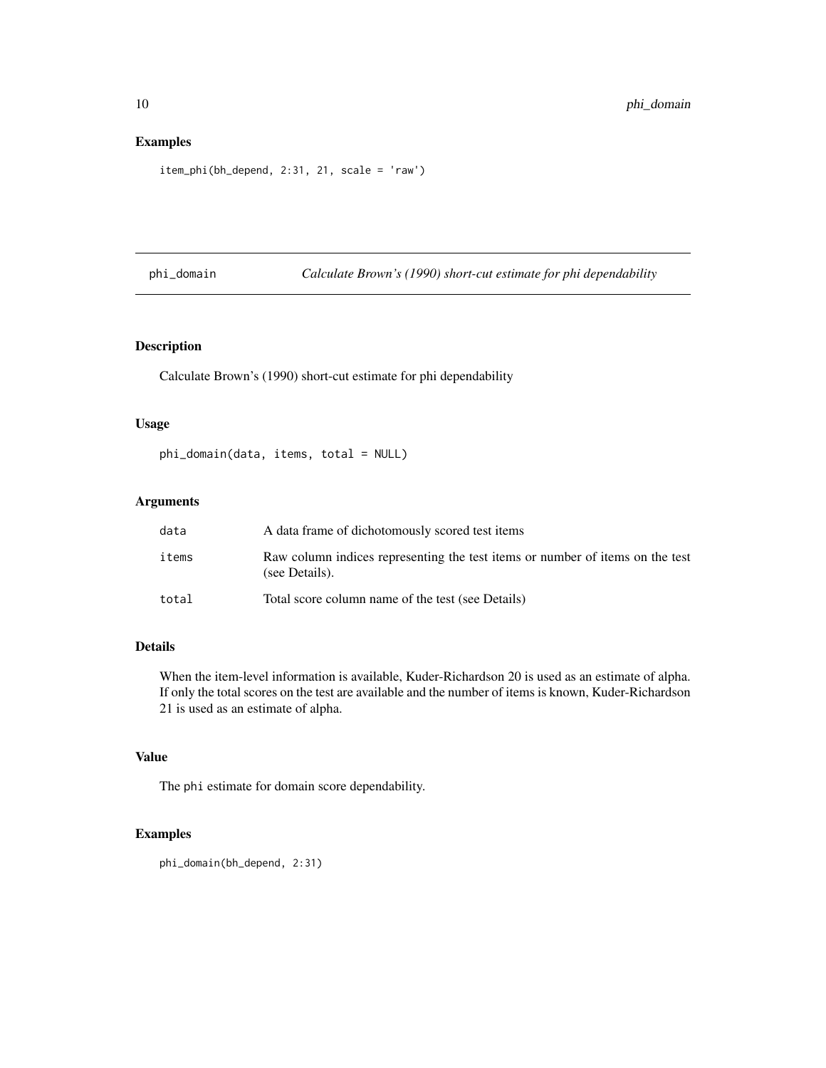## Examples

```
item_phi(bh_depend, 2:31, 21, scale = 'raw')
```

---

# phi_domain — *Calculate Brown's (1990) short-cut estimate for phi dependability*

## Description

Calculate Brown's (1990) short-cut estimate for phi dependability

## Usage

```
phi_domain(data, items, total = NULL)
```

## Arguments

| | |
|---|---|
| data | A data frame of dichotomously scored test items |
| items | Raw column indices representing the test items or number of items on the test (see Details). |
| total | Total score column name of the test (see Details) |

## Details

When the item-level information is available, Kuder-Richardson 20 is used as an estimate of alpha. If only the total scores on the test are available and the number of items is known, Kuder-Richardson 21 is used as an estimate of alpha.

## Value

The phi estimate for domain score dependability.

## Examples

```
phi_domain(bh_depend, 2:31)
```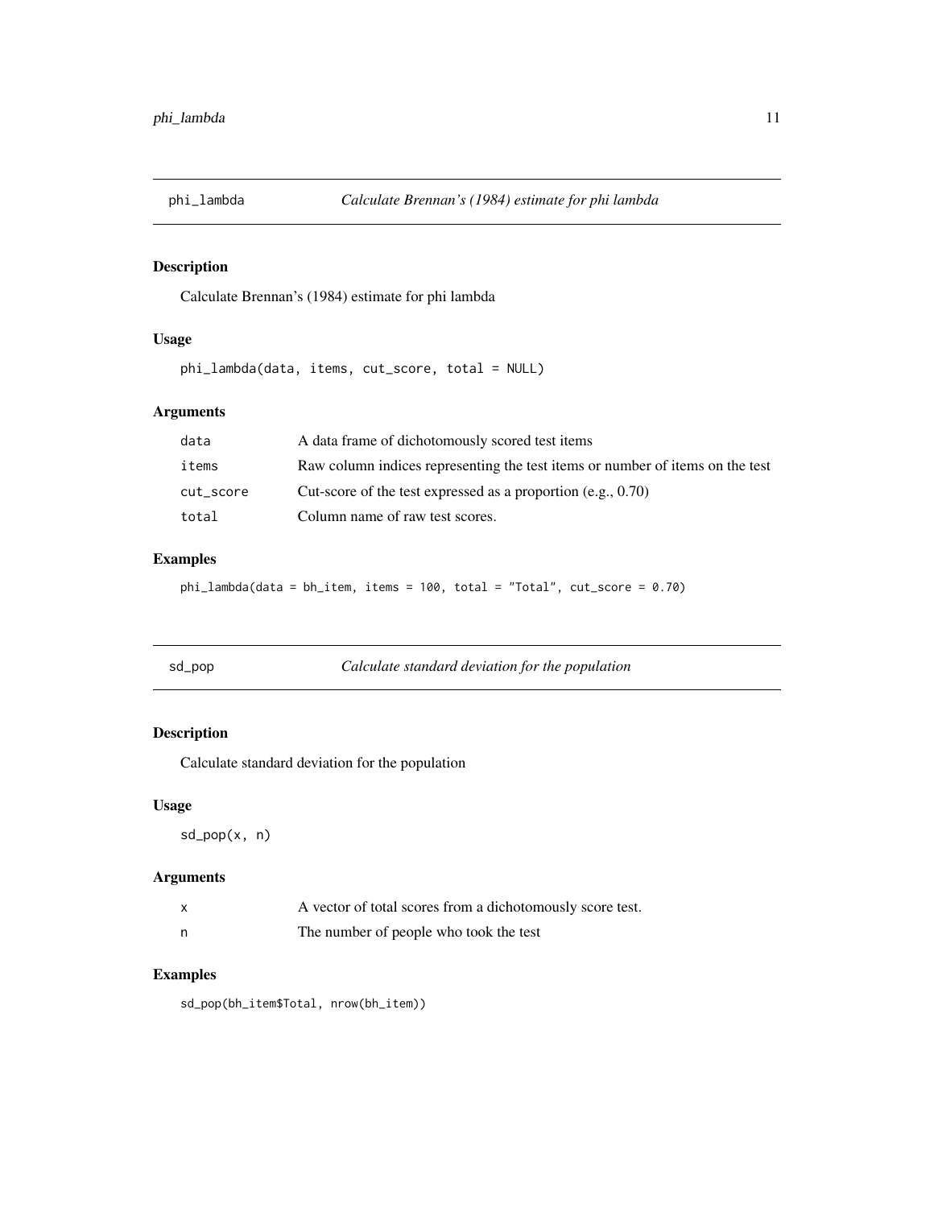## phi_lambda — *Calculate Brennan's (1984) estimate for phi lambda*

### Description

Calculate Brennan's (1984) estimate for phi lambda

### Usage

```
phi_lambda(data, items, cut_score, total = NULL)
```

### Arguments

| | |
|---|---|
| data | A data frame of dichotomously scored test items |
| items | Raw column indices representing the test items or number of items on the test |
| cut_score | Cut-score of the test expressed as a proportion (e.g., 0.70) |
| total | Column name of raw test scores. |

### Examples

```
phi_lambda(data = bh_item, items = 100, total = "Total", cut_score = 0.70)
```

## sd_pop — *Calculate standard deviation for the population*

### Description

Calculate standard deviation for the population

### Usage

```
sd_pop(x, n)
```

### Arguments

| | |
|---|---|
| x | A vector of total scores from a dichotomously score test. |
| n | The number of people who took the test |

### Examples

```
sd_pop(bh_item$Total, nrow(bh_item))
```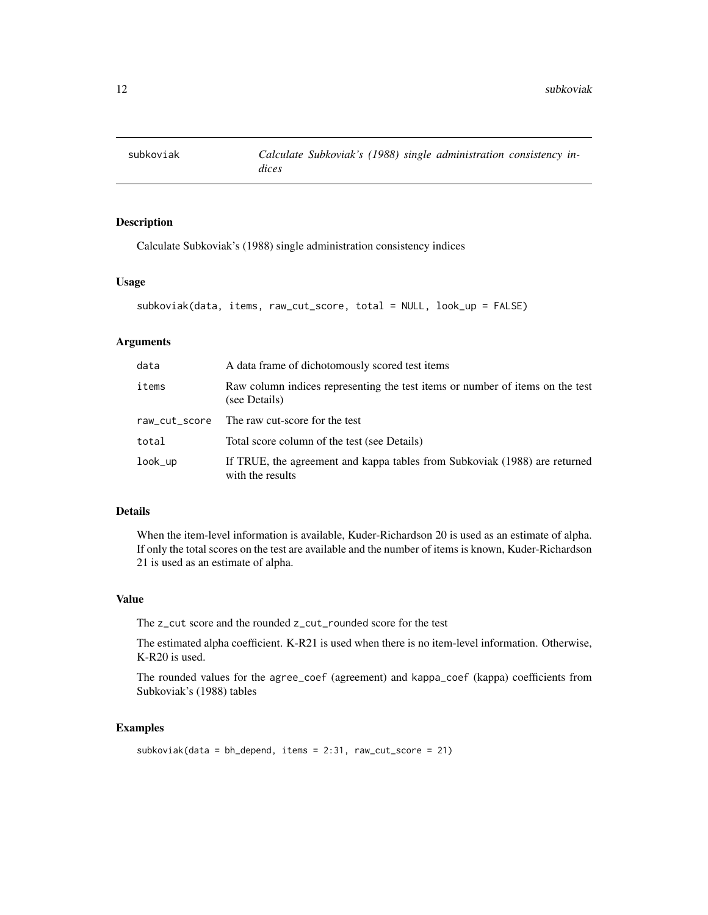# subkoviak — *Calculate Subkoviak's (1988) single administration consistency indices*

## Description

Calculate Subkoviak's (1988) single administration consistency indices

## Usage

```
subkoviak(data, items, raw_cut_score, total = NULL, look_up = FALSE)
```

## Arguments

| | |
|---|---|
| `data` | A data frame of dichotomously scored test items |
| `items` | Raw column indices representing the test items or number of items on the test (see Details) |
| `raw_cut_score` | The raw cut-score for the test |
| `total` | Total score column of the test (see Details) |
| `look_up` | If TRUE, the agreement and kappa tables from Subkoviak (1988) are returned with the results |

## Details

When the item-level information is available, Kuder-Richardson 20 is used as an estimate of alpha. If only the total scores on the test are available and the number of items is known, Kuder-Richardson 21 is used as an estimate of alpha.

## Value

The `z_cut` score and the rounded `z_cut_rounded` score for the test

The estimated alpha coefficient. K-R21 is used when there is no item-level information. Otherwise, K-R20 is used.

The rounded values for the `agree_coef` (agreement) and `kappa_coef` (kappa) coefficients from Subkoviak's (1988) tables

## Examples

```
subkoviak(data = bh_depend, items = 2:31, raw_cut_score = 21)
```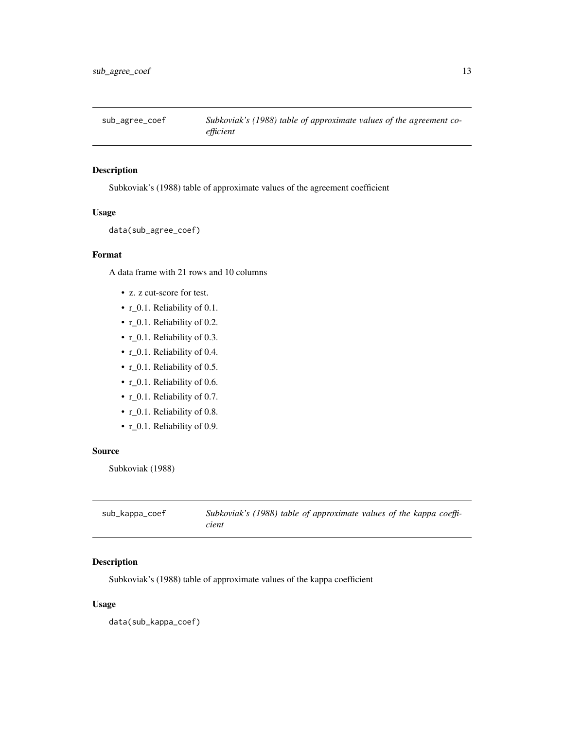## sub_agree_coef

*Subkoviak's (1988) table of approximate values of the agreement coefficient*

### Description

Subkoviak's (1988) table of approximate values of the agreement coefficient

### Usage

```
data(sub_agree_coef)
```

### Format

A data frame with 21 rows and 10 columns

- z. z cut-score for test.
- r_0.1. Reliability of 0.1.
- r_0.1. Reliability of 0.2.
- r_0.1. Reliability of 0.3.
- r_0.1. Reliability of 0.4.
- r_0.1. Reliability of 0.5.
- r_0.1. Reliability of 0.6.
- r_0.1. Reliability of 0.7.
- r_0.1. Reliability of 0.8.
- r_0.1. Reliability of 0.9.

### Source

Subkoviak (1988)

## sub_kappa_coef

*Subkoviak's (1988) table of approximate values of the kappa coefficient*

### Description

Subkoviak's (1988) table of approximate values of the kappa coefficient

### Usage

```
data(sub_kappa_coef)
```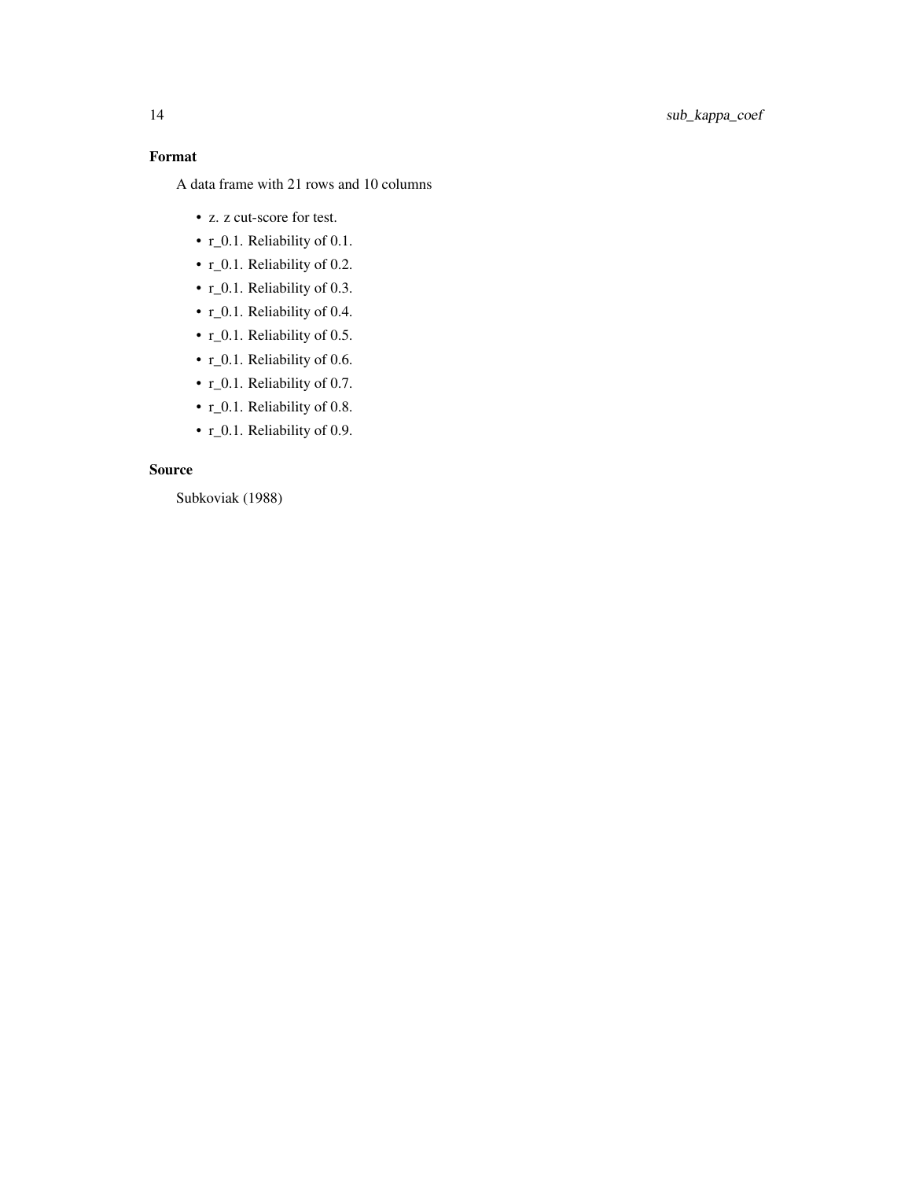### Format

A data frame with 21 rows and 10 columns

- z. z cut-score for test.
- r_0.1. Reliability of 0.1.
- r_0.1. Reliability of 0.2.
- r_0.1. Reliability of 0.3.
- r_0.1. Reliability of 0.4.
- r_0.1. Reliability of 0.5.
- r_0.1. Reliability of 0.6.
- r_0.1. Reliability of 0.7.
- r_0.1. Reliability of 0.8.
- r_0.1. Reliability of 0.9.

### Source

Subkoviak (1988)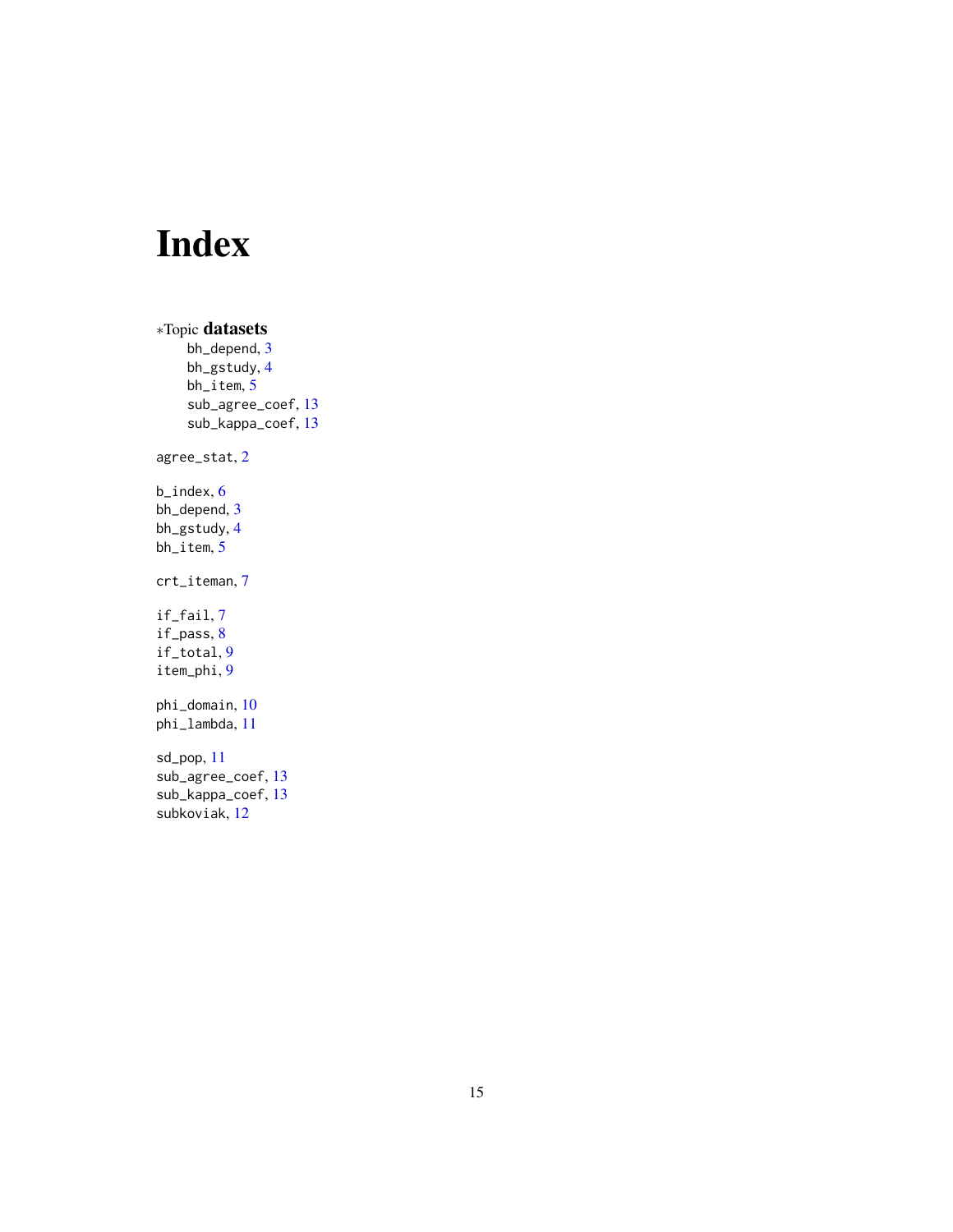# Index

*Topic **datasets**

- bh_depend, 3
- bh_gstudy, 4
- bh_item, 5
- sub_agree_coef, 13
- sub_kappa_coef, 13

agree_stat, 2

b_index, 6
bh_depend, 3
bh_gstudy, 4
bh_item, 5

crt_iteman, 7

if_fail, 7
if_pass, 8
if_total, 9
item_phi, 9

phi_domain, 10
phi_lambda, 11

sd_pop, 11
sub_agree_coef, 13
sub_kappa_coef, 13
subkoviak, 12